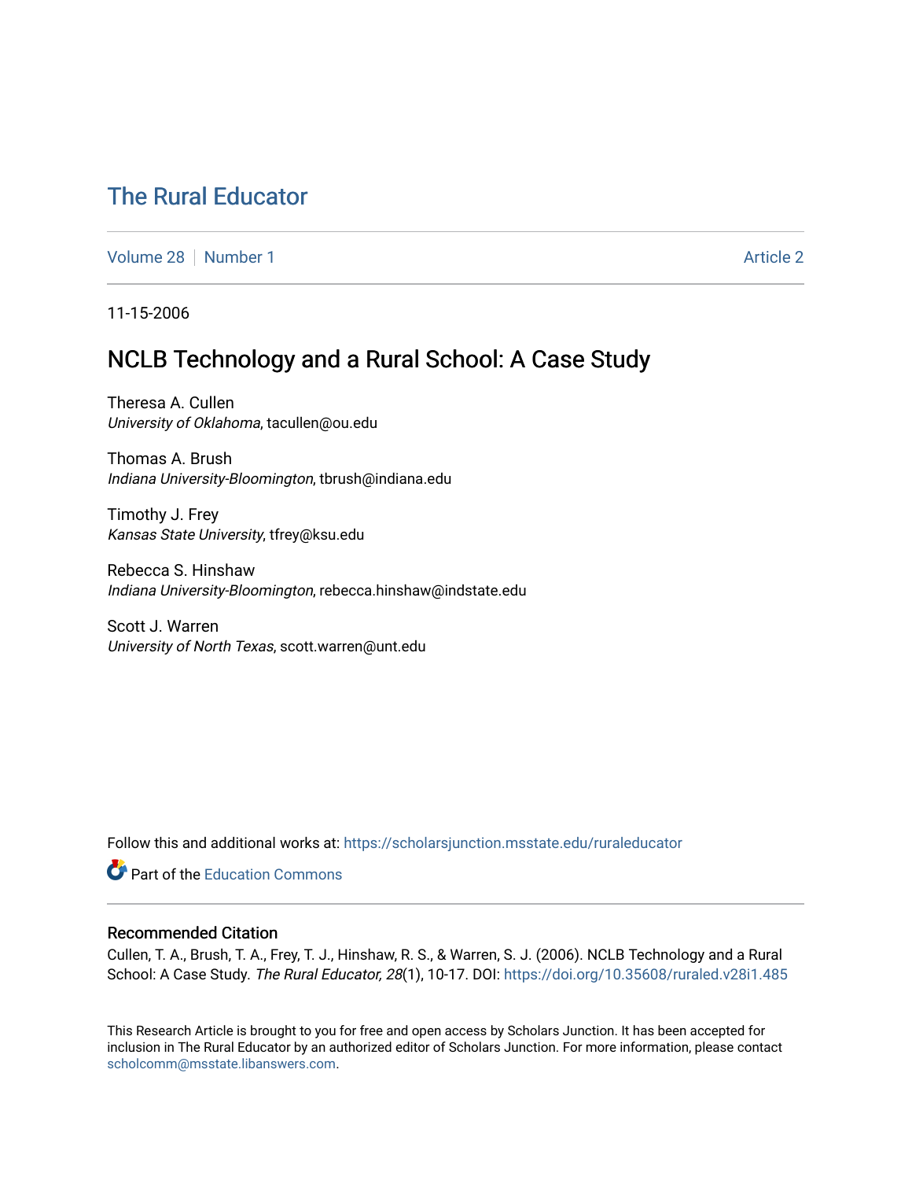# The Rural Educator

Volume 28 | Number 1 | Article 2

11-15-2006

## NCLB Technology and a Rural School: A Case Study

Theresa A. Cullen
*University of Oklahoma*, tacullen@ou.edu

Thomas A. Brush
*Indiana University-Bloomington*, tbrush@indiana.edu

Timothy J. Frey
*Kansas State University*, tfrey@ksu.edu

Rebecca S. Hinshaw
*Indiana University-Bloomington*, rebecca.hinshaw@indstate.edu

Scott J. Warren
*University of North Texas*, scott.warren@unt.edu

Follow this and additional works at: https://scholarsjunction.msstate.edu/ruraleducator

Part of the Education Commons

### Recommended Citation

Cullen, T. A., Brush, T. A., Frey, T. J., Hinshaw, R. S., & Warren, S. J. (2006). NCLB Technology and a Rural School: A Case Study. *The Rural Educator, 28*(1), 10-17. DOI: https://doi.org/10.35608/ruraled.v28i1.485

This Research Article is brought to you for free and open access by Scholars Junction. It has been accepted for inclusion in The Rural Educator by an authorized editor of Scholars Junction. For more information, please contact scholcomm@msstate.libanswers.com.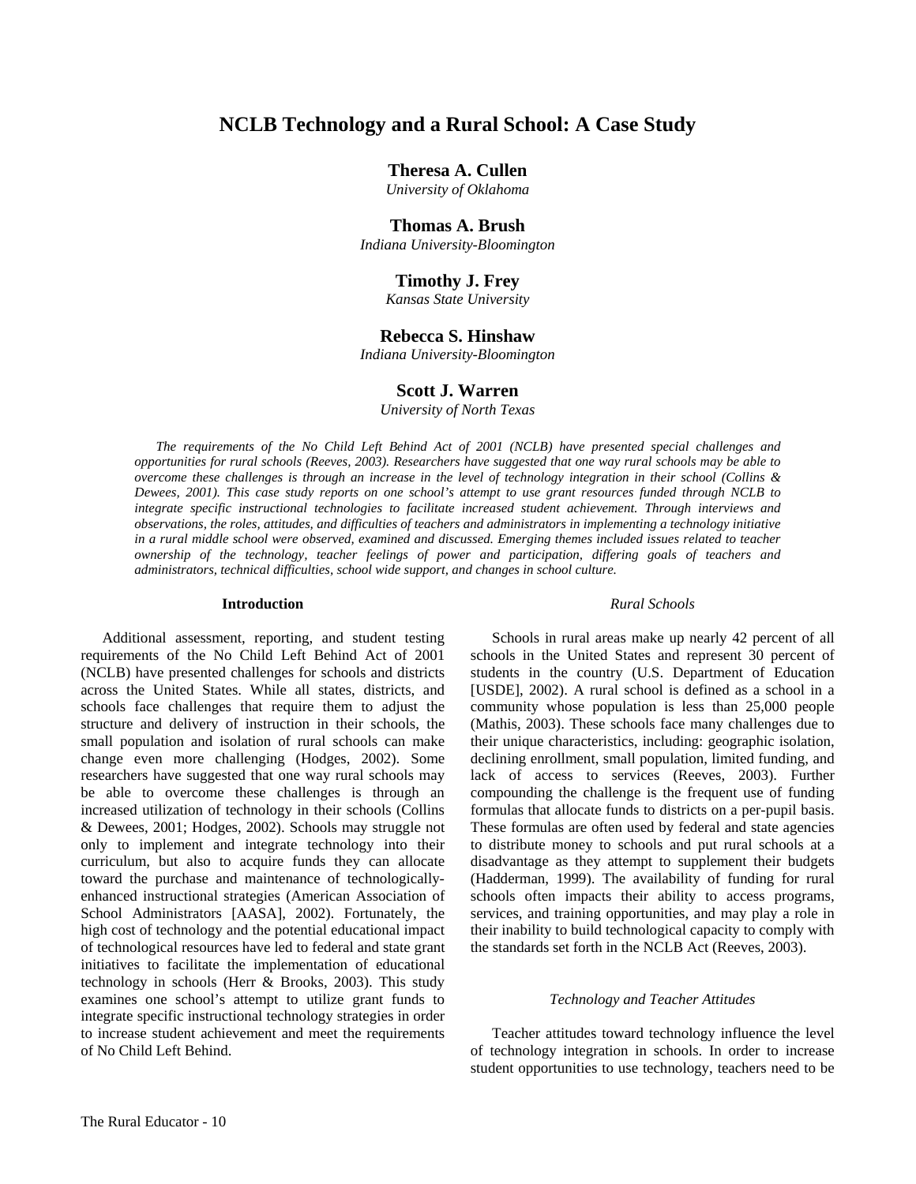# NCLB Technology and a Rural School: A Case Study

**Theresa A. Cullen**
*University of Oklahoma*

**Thomas A. Brush**
*Indiana University-Bloomington*

**Timothy J. Frey**
*Kansas State University*

**Rebecca S. Hinshaw**
*Indiana University-Bloomington*

**Scott J. Warren**
*University of North Texas*

*The requirements of the No Child Left Behind Act of 2001 (NCLB) have presented special challenges and opportunities for rural schools (Reeves, 2003). Researchers have suggested that one way rural schools may be able to overcome these challenges is through an increase in the level of technology integration in their school (Collins & Dewees, 2001). This case study reports on one school's attempt to use grant resources funded through NCLB to integrate specific instructional technologies to facilitate increased student achievement. Through interviews and observations, the roles, attitudes, and difficulties of teachers and administrators in implementing a technology initiative in a rural middle school were observed, examined and discussed. Emerging themes included issues related to teacher ownership of the technology, teacher feelings of power and participation, differing goals of teachers and administrators, technical difficulties, school wide support, and changes in school culture.*

## Introduction

Additional assessment, reporting, and student testing requirements of the No Child Left Behind Act of 2001 (NCLB) have presented challenges for schools and districts across the United States. While all states, districts, and schools face challenges that require them to adjust the structure and delivery of instruction in their schools, the small population and isolation of rural schools can make change even more challenging (Hodges, 2002). Some researchers have suggested that one way rural schools may be able to overcome these challenges is through an increased utilization of technology in their schools (Collins & Dewees, 2001; Hodges, 2002). Schools may struggle not only to implement and integrate technology into their curriculum, but also to acquire funds they can allocate toward the purchase and maintenance of technologically-enhanced instructional strategies (American Association of School Administrators [AASA], 2002). Fortunately, the high cost of technology and the potential educational impact of technological resources have led to federal and state grant initiatives to facilitate the implementation of educational technology in schools (Herr & Brooks, 2003). This study examines one school's attempt to utilize grant funds to integrate specific instructional technology strategies in order to increase student achievement and meet the requirements of No Child Left Behind.

### *Rural Schools*

Schools in rural areas make up nearly 42 percent of all schools in the United States and represent 30 percent of students in the country (U.S. Department of Education [USDE], 2002). A rural school is defined as a school in a community whose population is less than 25,000 people (Mathis, 2003). These schools face many challenges due to their unique characteristics, including: geographic isolation, declining enrollment, small population, limited funding, and lack of access to services (Reeves, 2003). Further compounding the challenge is the frequent use of funding formulas that allocate funds to districts on a per-pupil basis. These formulas are often used by federal and state agencies to distribute money to schools and put rural schools at a disadvantage as they attempt to supplement their budgets (Hadderman, 1999). The availability of funding for rural schools often impacts their ability to access programs, services, and training opportunities, and may play a role in their inability to build technological capacity to comply with the standards set forth in the NCLB Act (Reeves, 2003).

### *Technology and Teacher Attitudes*

Teacher attitudes toward technology influence the level of technology integration in schools. In order to increase student opportunities to use technology, teachers need to be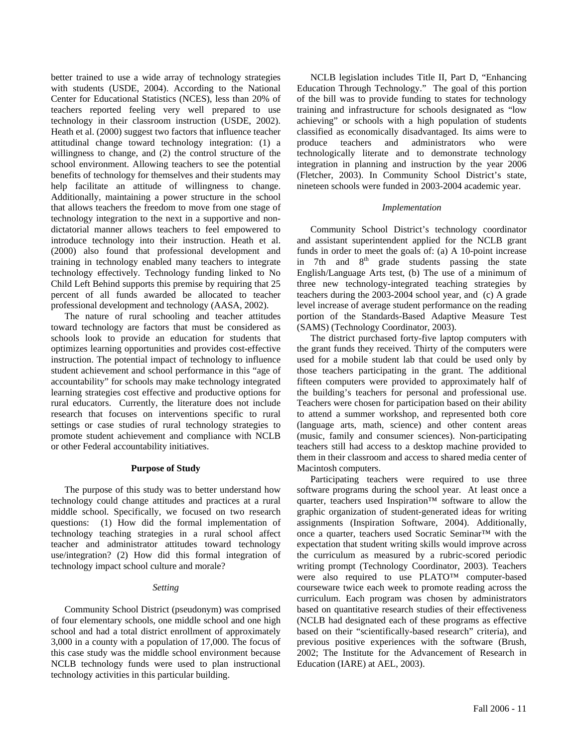better trained to use a wide array of technology strategies with students (USDE, 2004). According to the National Center for Educational Statistics (NCES), less than 20% of teachers reported feeling very well prepared to use technology in their classroom instruction (USDE, 2002). Heath et al. (2000) suggest two factors that influence teacher attitudinal change toward technology integration: (1) a willingness to change, and (2) the control structure of the school environment. Allowing teachers to see the potential benefits of technology for themselves and their students may help facilitate an attitude of willingness to change. Additionally, maintaining a power structure in the school that allows teachers the freedom to move from one stage of technology integration to the next in a supportive and non-dictatorial manner allows teachers to feel empowered to introduce technology into their instruction. Heath et al. (2000) also found that professional development and training in technology enabled many teachers to integrate technology effectively. Technology funding linked to No Child Left Behind supports this premise by requiring that 25 percent of all funds awarded be allocated to teacher professional development and technology (AASA, 2002).

The nature of rural schooling and teacher attitudes toward technology are factors that must be considered as schools look to provide an education for students that optimizes learning opportunities and provides cost-effective instruction. The potential impact of technology to influence student achievement and school performance in this "age of accountability" for schools may make technology integrated learning strategies cost effective and productive options for rural educators. Currently, the literature does not include research that focuses on interventions specific to rural settings or case studies of rural technology strategies to promote student achievement and compliance with NCLB or other Federal accountability initiatives.

## Purpose of Study

The purpose of this study was to better understand how technology could change attitudes and practices at a rural middle school. Specifically, we focused on two research questions: (1) How did the formal implementation of technology teaching strategies in a rural school affect teacher and administrator attitudes toward technology use/integration? (2) How did this formal integration of technology impact school culture and morale?

### *Setting*

Community School District (pseudonym) was comprised of four elementary schools, one middle school and one high school and had a total district enrollment of approximately 3,000 in a county with a population of 17,000. The focus of this case study was the middle school environment because NCLB technology funds were used to plan instructional technology activities in this particular building.

NCLB legislation includes Title II, Part D, "Enhancing Education Through Technology." The goal of this portion of the bill was to provide funding to states for technology training and infrastructure for schools designated as "low achieving" or schools with a high population of students classified as economically disadvantaged. Its aims were to produce teachers and administrators who were technologically literate and to demonstrate technology integration in planning and instruction by the year 2006 (Fletcher, 2003). In Community School District's state, nineteen schools were funded in 2003-2004 academic year.

### *Implementation*

Community School District's technology coordinator and assistant superintendent applied for the NCLB grant funds in order to meet the goals of: (a) A 10-point increase in 7th and 8th grade students passing the state English/Language Arts test, (b) The use of a minimum of three new technology-integrated teaching strategies by teachers during the 2003-2004 school year, and (c) A grade level increase of average student performance on the reading portion of the Standards-Based Adaptive Measure Test (SAMS) (Technology Coordinator, 2003).

The district purchased forty-five laptop computers with the grant funds they received. Thirty of the computers were used for a mobile student lab that could be used only by those teachers participating in the grant. The additional fifteen computers were provided to approximately half of the building's teachers for personal and professional use. Teachers were chosen for participation based on their ability to attend a summer workshop, and represented both core (language arts, math, science) and other content areas (music, family and consumer sciences). Non-participating teachers still had access to a desktop machine provided to them in their classroom and access to shared media center of Macintosh computers.

Participating teachers were required to use three software programs during the school year. At least once a quarter, teachers used Inspiration™ software to allow the graphic organization of student-generated ideas for writing assignments (Inspiration Software, 2004). Additionally, once a quarter, teachers used Socratic Seminar™ with the expectation that student writing skills would improve across the curriculum as measured by a rubric-scored periodic writing prompt (Technology Coordinator, 2003). Teachers were also required to use PLATO™ computer-based courseware twice each week to promote reading across the curriculum. Each program was chosen by administrators based on quantitative research studies of their effectiveness (NCLB had designated each of these programs as effective based on their "scientifically-based research" criteria), and previous positive experiences with the software (Brush, 2002; The Institute for the Advancement of Research in Education (IARE) at AEL, 2003).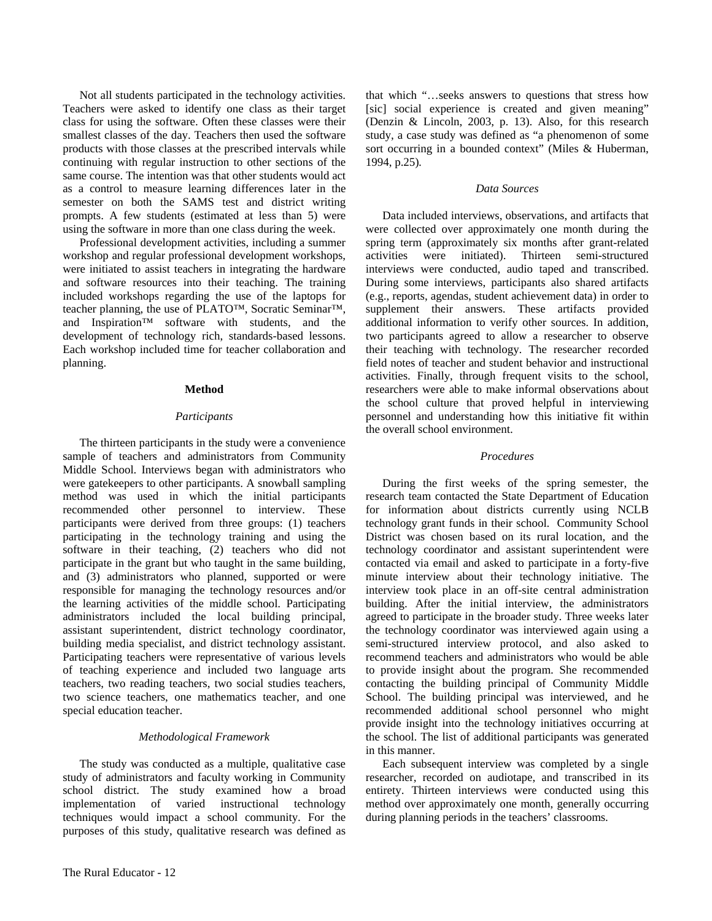Not all students participated in the technology activities. Teachers were asked to identify one class as their target class for using the software. Often these classes were their smallest classes of the day. Teachers then used the software products with those classes at the prescribed intervals while continuing with regular instruction to other sections of the same course. The intention was that other students would act as a control to measure learning differences later in the semester on both the SAMS test and district writing prompts. A few students (estimated at less than 5) were using the software in more than one class during the week.

Professional development activities, including a summer workshop and regular professional development workshops, were initiated to assist teachers in integrating the hardware and software resources into their teaching. The training included workshops regarding the use of the laptops for teacher planning, the use of PLATO™, Socratic Seminar™, and Inspiration™ software with students, and the development of technology rich, standards-based lessons. Each workshop included time for teacher collaboration and planning.

## Method

### *Participants*

The thirteen participants in the study were a convenience sample of teachers and administrators from Community Middle School. Interviews began with administrators who were gatekeepers to other participants. A snowball sampling method was used in which the initial participants recommended other personnel to interview. These participants were derived from three groups: (1) teachers participating in the technology training and using the software in their teaching, (2) teachers who did not participate in the grant but who taught in the same building, and (3) administrators who planned, supported or were responsible for managing the technology resources and/or the learning activities of the middle school. Participating administrators included the local building principal, assistant superintendent, district technology coordinator, building media specialist, and district technology assistant. Participating teachers were representative of various levels of teaching experience and included two language arts teachers, two reading teachers, two social studies teachers, two science teachers, one mathematics teacher, and one special education teacher.

### *Methodological Framework*

The study was conducted as a multiple, qualitative case study of administrators and faculty working in Community school district. The study examined how a broad implementation of varied instructional technology techniques would impact a school community. For the purposes of this study, qualitative research was defined as that which "…seeks answers to questions that stress how [sic] social experience is created and given meaning" (Denzin & Lincoln, 2003, p. 13). Also, for this research study, a case study was defined as "a phenomenon of some sort occurring in a bounded context" (Miles & Huberman, 1994, p.25).

### *Data Sources*

Data included interviews, observations, and artifacts that were collected over approximately one month during the spring term (approximately six months after grant-related activities were initiated). Thirteen semi-structured interviews were conducted, audio taped and transcribed. During some interviews, participants also shared artifacts (e.g., reports, agendas, student achievement data) in order to supplement their answers. These artifacts provided additional information to verify other sources. In addition, two participants agreed to allow a researcher to observe their teaching with technology. The researcher recorded field notes of teacher and student behavior and instructional activities. Finally, through frequent visits to the school, researchers were able to make informal observations about the school culture that proved helpful in interviewing personnel and understanding how this initiative fit within the overall school environment.

### *Procedures*

During the first weeks of the spring semester, the research team contacted the State Department of Education for information about districts currently using NCLB technology grant funds in their school. Community School District was chosen based on its rural location, and the technology coordinator and assistant superintendent were contacted via email and asked to participate in a forty-five minute interview about their technology initiative. The interview took place in an off-site central administration building. After the initial interview, the administrators agreed to participate in the broader study. Three weeks later the technology coordinator was interviewed again using a semi-structured interview protocol, and also asked to recommend teachers and administrators who would be able to provide insight about the program. She recommended contacting the building principal of Community Middle School. The building principal was interviewed, and he recommended additional school personnel who might provide insight into the technology initiatives occurring at the school. The list of additional participants was generated in this manner.

Each subsequent interview was completed by a single researcher, recorded on audiotape, and transcribed in its entirety. Thirteen interviews were conducted using this method over approximately one month, generally occurring during planning periods in the teachers' classrooms.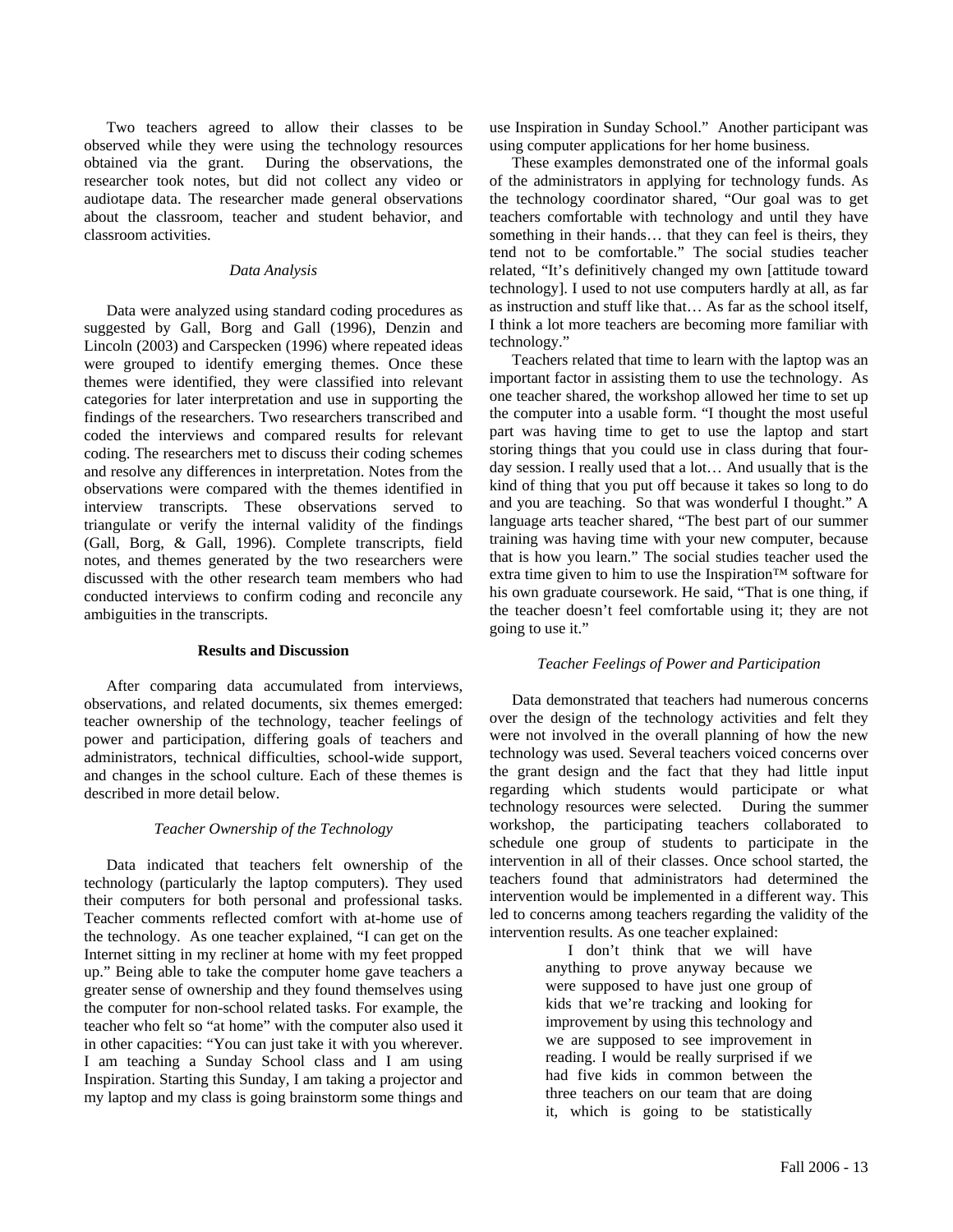Two teachers agreed to allow their classes to be observed while they were using the technology resources obtained via the grant. During the observations, the researcher took notes, but did not collect any video or audiotape data. The researcher made general observations about the classroom, teacher and student behavior, and classroom activities.

### *Data Analysis*

Data were analyzed using standard coding procedures as suggested by Gall, Borg and Gall (1996), Denzin and Lincoln (2003) and Carspecken (1996) where repeated ideas were grouped to identify emerging themes. Once these themes were identified, they were classified into relevant categories for later interpretation and use in supporting the findings of the researchers. Two researchers transcribed and coded the interviews and compared results for relevant coding. The researchers met to discuss their coding schemes and resolve any differences in interpretation. Notes from the observations were compared with the themes identified in interview transcripts. These observations served to triangulate or verify the internal validity of the findings (Gall, Borg, & Gall, 1996). Complete transcripts, field notes, and themes generated by the two researchers were discussed with the other research team members who had conducted interviews to confirm coding and reconcile any ambiguities in the transcripts.

## Results and Discussion

After comparing data accumulated from interviews, observations, and related documents, six themes emerged: teacher ownership of the technology, teacher feelings of power and participation, differing goals of teachers and administrators, technical difficulties, school-wide support, and changes in the school culture. Each of these themes is described in more detail below.

### *Teacher Ownership of the Technology*

Data indicated that teachers felt ownership of the technology (particularly the laptop computers). They used their computers for both personal and professional tasks. Teacher comments reflected comfort with at-home use of the technology. As one teacher explained, "I can get on the Internet sitting in my recliner at home with my feet propped up." Being able to take the computer home gave teachers a greater sense of ownership and they found themselves using the computer for non-school related tasks. For example, the teacher who felt so "at home" with the computer also used it in other capacities: "You can just take it with you wherever. I am teaching a Sunday School class and I am using Inspiration. Starting this Sunday, I am taking a projector and my laptop and my class is going brainstorm some things and use Inspiration in Sunday School." Another participant was using computer applications for her home business.

These examples demonstrated one of the informal goals of the administrators in applying for technology funds. As the technology coordinator shared, "Our goal was to get teachers comfortable with technology and until they have something in their hands… that they can feel is theirs, they tend not to be comfortable." The social studies teacher related, "It's definitively changed my own [attitude toward technology]. I used to not use computers hardly at all, as far as instruction and stuff like that… As far as the school itself, I think a lot more teachers are becoming more familiar with technology."

Teachers related that time to learn with the laptop was an important factor in assisting them to use the technology. As one teacher shared, the workshop allowed her time to set up the computer into a usable form. "I thought the most useful part was having time to get to use the laptop and start storing things that you could use in class during that four-day session. I really used that a lot… And usually that is the kind of thing that you put off because it takes so long to do and you are teaching. So that was wonderful I thought." A language arts teacher shared, "The best part of our summer training was having time with your new computer, because that is how you learn." The social studies teacher used the extra time given to him to use the Inspiration™ software for his own graduate coursework. He said, "That is one thing, if the teacher doesn't feel comfortable using it; they are not going to use it."

### *Teacher Feelings of Power and Participation*

Data demonstrated that teachers had numerous concerns over the design of the technology activities and felt they were not involved in the overall planning of how the new technology was used. Several teachers voiced concerns over the grant design and the fact that they had little input regarding which students would participate or what technology resources were selected. During the summer workshop, the participating teachers collaborated to schedule one group of students to participate in the intervention in all of their classes. Once school started, the teachers found that administrators had determined the intervention would be implemented in a different way. This led to concerns among teachers regarding the validity of the intervention results. As one teacher explained:

> I don't think that we will have anything to prove anyway because we were supposed to have just one group of kids that we're tracking and looking for improvement by using this technology and we are supposed to see improvement in reading. I would be really surprised if we had five kids in common between the three teachers on our team that are doing it, which is going to be statistically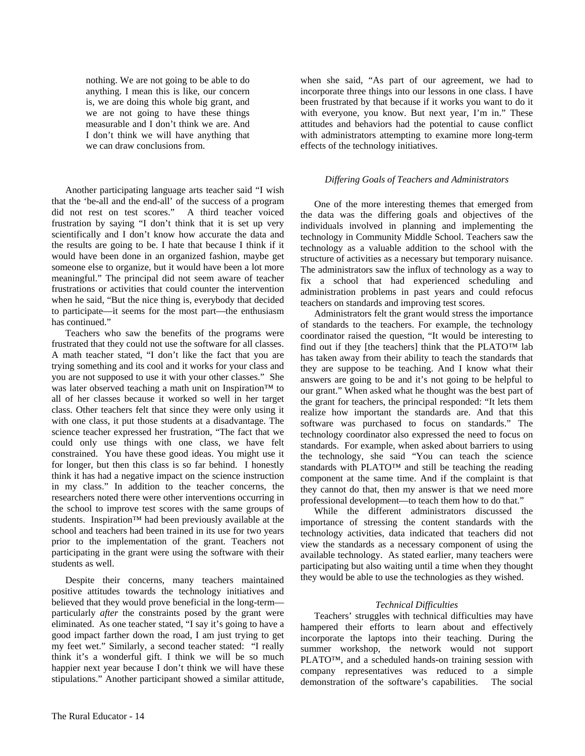> nothing. We are not going to be able to do anything. I mean this is like, our concern is, we are doing this whole big grant, and we are not going to have these things measurable and I don't think we are. And I don't think we will have anything that we can draw conclusions from.

Another participating language arts teacher said "I wish that the 'be-all and the end-all' of the success of a program did not rest on test scores." A third teacher voiced frustration by saying "I don't think that it is set up very scientifically and I don't know how accurate the data and the results are going to be. I hate that because I think if it would have been done in an organized fashion, maybe get someone else to organize, but it would have been a lot more meaningful." The principal did not seem aware of teacher frustrations or activities that could counter the intervention when he said, "But the nice thing is, everybody that decided to participate—it seems for the most part—the enthusiasm has continued."

Teachers who saw the benefits of the programs were frustrated that they could not use the software for all classes. A math teacher stated, "I don't like the fact that you are trying something and its cool and it works for your class and you are not supposed to use it with your other classes." She was later observed teaching a math unit on Inspiration™ to all of her classes because it worked so well in her target class. Other teachers felt that since they were only using it with one class, it put those students at a disadvantage. The science teacher expressed her frustration, "The fact that we could only use things with one class, we have felt constrained. You have these good ideas. You might use it for longer, but then this class is so far behind. I honestly think it has had a negative impact on the science instruction in my class." In addition to the teacher concerns, the researchers noted there were other interventions occurring in the school to improve test scores with the same groups of students. Inspiration™ had been previously available at the school and teachers had been trained in its use for two years prior to the implementation of the grant. Teachers not participating in the grant were using the software with their students as well.

Despite their concerns, many teachers maintained positive attitudes towards the technology initiatives and believed that they would prove beneficial in the long-term—particularly *after* the constraints posed by the grant were eliminated. As one teacher stated, "I say it's going to have a good impact farther down the road, I am just trying to get my feet wet." Similarly, a second teacher stated: "I really think it's a wonderful gift. I think we will be so much happier next year because I don't think we will have these stipulations." Another participant showed a similar attitude, when she said, "As part of our agreement, we had to incorporate three things into our lessons in one class. I have been frustrated by that because if it works you want to do it with everyone, you know. But next year, I'm in." These attitudes and behaviors had the potential to cause conflict with administrators attempting to examine more long-term effects of the technology initiatives.

### *Differing Goals of Teachers and Administrators*

One of the more interesting themes that emerged from the data was the differing goals and objectives of the individuals involved in planning and implementing the technology in Community Middle School. Teachers saw the technology as a valuable addition to the school with the structure of activities as a necessary but temporary nuisance. The administrators saw the influx of technology as a way to fix a school that had experienced scheduling and administration problems in past years and could refocus teachers on standards and improving test scores.

Administrators felt the grant would stress the importance of standards to the teachers. For example, the technology coordinator raised the question, "It would be interesting to find out if they [the teachers] think that the PLATO™ lab has taken away from their ability to teach the standards that they are suppose to be teaching. And I know what their answers are going to be and it's not going to be helpful to our grant." When asked what he thought was the best part of the grant for teachers, the principal responded: "It lets them realize how important the standards are. And that this software was purchased to focus on standards." The technology coordinator also expressed the need to focus on standards. For example, when asked about barriers to using the technology, she said "You can teach the science standards with PLATO™ and still be teaching the reading component at the same time. And if the complaint is that they cannot do that, then my answer is that we need more professional development—to teach them how to do that."

While the different administrators discussed the importance of stressing the content standards with the technology activities, data indicated that teachers did not view the standards as a necessary component of using the available technology. As stated earlier, many teachers were participating but also waiting until a time when they thought they would be able to use the technologies as they wished.

### *Technical Difficulties*

Teachers' struggles with technical difficulties may have hampered their efforts to learn about and effectively incorporate the laptops into their teaching. During the summer workshop, the network would not support PLATO™, and a scheduled hands-on training session with company representatives was reduced to a simple demonstration of the software's capabilities. The social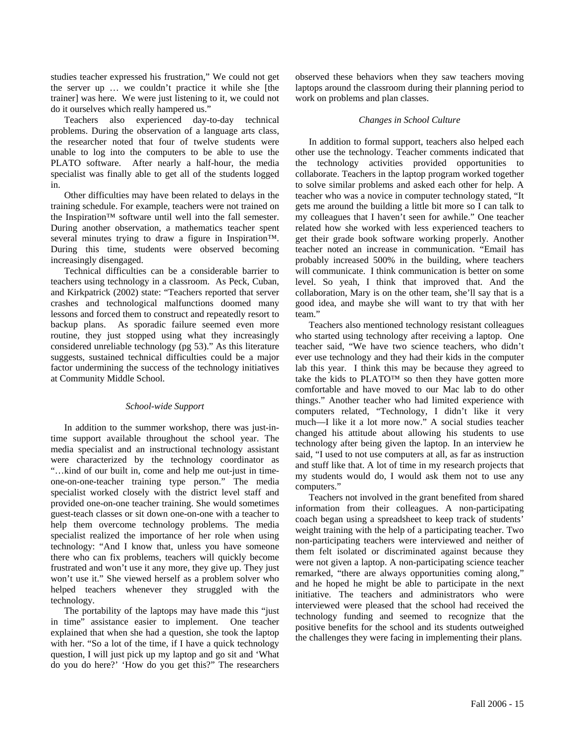studies teacher expressed his frustration," We could not get the server up … we couldn't practice it while she [the trainer] was here. We were just listening to it, we could not do it ourselves which really hampered us."

Teachers also experienced day-to-day technical problems. During the observation of a language arts class, the researcher noted that four of twelve students were unable to log into the computers to be able to use the PLATO software. After nearly a half-hour, the media specialist was finally able to get all of the students logged in.

Other difficulties may have been related to delays in the training schedule. For example, teachers were not trained on the Inspiration™ software until well into the fall semester. During another observation, a mathematics teacher spent several minutes trying to draw a figure in Inspiration™. During this time, students were observed becoming increasingly disengaged.

Technical difficulties can be a considerable barrier to teachers using technology in a classroom. As Peck, Cuban, and Kirkpatrick (2002) state: "Teachers reported that server crashes and technological malfunctions doomed many lessons and forced them to construct and repeatedly resort to backup plans. As sporadic failure seemed even more routine, they just stopped using what they increasingly considered unreliable technology (pg 53)." As this literature suggests, sustained technical difficulties could be a major factor undermining the success of the technology initiatives at Community Middle School.

### *School-wide Support*

In addition to the summer workshop, there was just-in-time support available throughout the school year. The media specialist and an instructional technology assistant were characterized by the technology coordinator as "…kind of our built in, come and help me out-just in time-one-on-one-teacher training type person." The media specialist worked closely with the district level staff and provided one-on-one teacher training. She would sometimes guest-teach classes or sit down one-on-one with a teacher to help them overcome technology problems. The media specialist realized the importance of her role when using technology: "And I know that, unless you have someone there who can fix problems, teachers will quickly become frustrated and won't use it any more, they give up. They just won't use it." She viewed herself as a problem solver who helped teachers whenever they struggled with the technology.

The portability of the laptops may have made this "just in time" assistance easier to implement. One teacher explained that when she had a question, she took the laptop with her. "So a lot of the time, if I have a quick technology question, I will just pick up my laptop and go sit and 'What do you do here?' 'How do you get this?" The researchers observed these behaviors when they saw teachers moving laptops around the classroom during their planning period to work on problems and plan classes.

### *Changes in School Culture*

In addition to formal support, teachers also helped each other use the technology. Teacher comments indicated that the technology activities provided opportunities to collaborate. Teachers in the laptop program worked together to solve similar problems and asked each other for help. A teacher who was a novice in computer technology stated, "It gets me around the building a little bit more so I can talk to my colleagues that I haven't seen for awhile." One teacher related how she worked with less experienced teachers to get their grade book software working properly. Another teacher noted an increase in communication. "Email has probably increased 500% in the building, where teachers will communicate. I think communication is better on some level. So yeah, I think that improved that. And the collaboration, Mary is on the other team, she'll say that is a good idea, and maybe she will want to try that with her team."

Teachers also mentioned technology resistant colleagues who started using technology after receiving a laptop. One teacher said, "We have two science teachers, who didn't ever use technology and they had their kids in the computer lab this year. I think this may be because they agreed to take the kids to PLATO™ so then they have gotten more comfortable and have moved to our Mac lab to do other things." Another teacher who had limited experience with computers related, "Technology, I didn't like it very much—I like it a lot more now." A social studies teacher changed his attitude about allowing his students to use technology after being given the laptop. In an interview he said, "I used to not use computers at all, as far as instruction and stuff like that. A lot of time in my research projects that my students would do, I would ask them not to use any computers."

Teachers not involved in the grant benefited from shared information from their colleagues. A non-participating coach began using a spreadsheet to keep track of students' weight training with the help of a participating teacher. Two non-participating teachers were interviewed and neither of them felt isolated or discriminated against because they were not given a laptop. A non-participating science teacher remarked, "there are always opportunities coming along," and he hoped he might be able to participate in the next initiative. The teachers and administrators who were interviewed were pleased that the school had received the technology funding and seemed to recognize that the positive benefits for the school and its students outweighed the challenges they were facing in implementing their plans.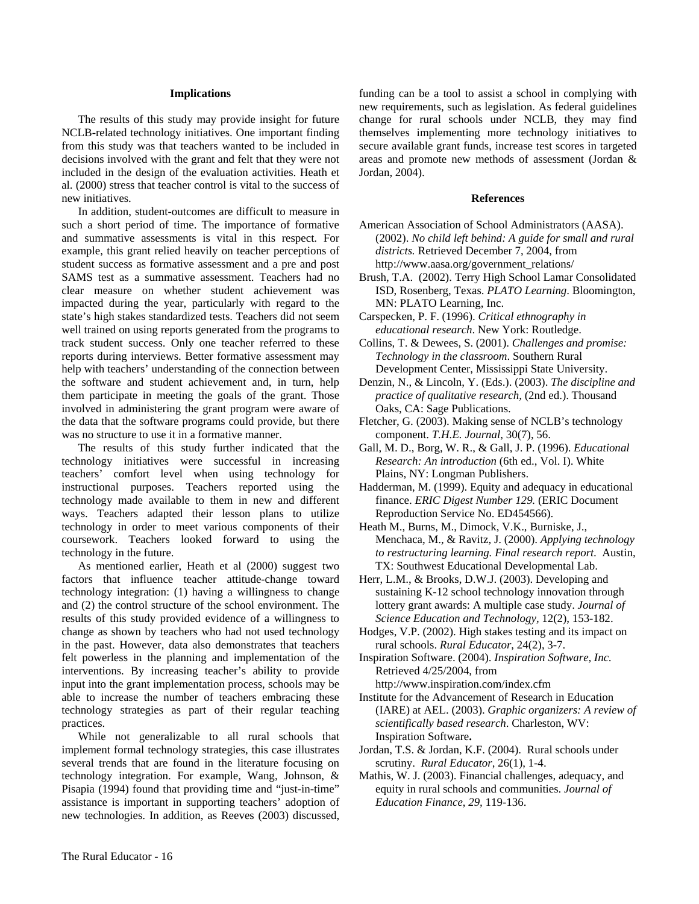### Implications

The results of this study may provide insight for future NCLB-related technology initiatives. One important finding from this study was that teachers wanted to be included in decisions involved with the grant and felt that they were not included in the design of the evaluation activities. Heath et al. (2000) stress that teacher control is vital to the success of new initiatives.

In addition, student-outcomes are difficult to measure in such a short period of time. The importance of formative and summative assessments is vital in this respect. For example, this grant relied heavily on teacher perceptions of student success as formative assessment and a pre and post SAMS test as a summative assessment. Teachers had no clear measure on whether student achievement was impacted during the year, particularly with regard to the state's high stakes standardized tests. Teachers did not seem well trained on using reports generated from the programs to track student success. Only one teacher referred to these reports during interviews. Better formative assessment may help with teachers' understanding of the connection between the software and student achievement and, in turn, help them participate in meeting the goals of the grant. Those involved in administering the grant program were aware of the data that the software programs could provide, but there was no structure to use it in a formative manner.

The results of this study further indicated that the technology initiatives were successful in increasing teachers' comfort level when using technology for instructional purposes. Teachers reported using the technology made available to them in new and different ways. Teachers adapted their lesson plans to utilize technology in order to meet various components of their coursework. Teachers looked forward to using the technology in the future.

As mentioned earlier, Heath et al (2000) suggest two factors that influence teacher attitude-change toward technology integration: (1) having a willingness to change and (2) the control structure of the school environment. The results of this study provided evidence of a willingness to change as shown by teachers who had not used technology in the past. However, data also demonstrates that teachers felt powerless in the planning and implementation of the interventions. By increasing teacher's ability to provide input into the grant implementation process, schools may be able to increase the number of teachers embracing these technology strategies as part of their regular teaching practices.

While not generalizable to all rural schools that implement formal technology strategies, this case illustrates several trends that are found in the literature focusing on technology integration. For example, Wang, Johnson, & Pisapia (1994) found that providing time and "just-in-time" assistance is important in supporting teachers' adoption of new technologies. In addition, as Reeves (2003) discussed, funding can be a tool to assist a school in complying with new requirements, such as legislation. As federal guidelines change for rural schools under NCLB, they may find themselves implementing more technology initiatives to secure available grant funds, increase test scores in targeted areas and promote new methods of assessment (Jordan & Jordan, 2004).

### References

American Association of School Administrators (AASA). (2002). *No child left behind: A guide for small and rural districts.* Retrieved December 7, 2004, from http://www.aasa.org/government_relations/

Brush, T.A. (2002). Terry High School Lamar Consolidated ISD, Rosenberg, Texas. *PLATO Learning*. Bloomington, MN: PLATO Learning, Inc.

Carspecken, P. F. (1996). *Critical ethnography in educational research*. New York: Routledge.

Collins, T. & Dewees, S. (2001). *Challenges and promise: Technology in the classroom*. Southern Rural Development Center, Mississippi State University.

Denzin, N., & Lincoln, Y. (Eds.). (2003). *The discipline and practice of qualitative research,* (2nd ed.). Thousand Oaks, CA: Sage Publications.

Fletcher, G. (2003). Making sense of NCLB's technology component. *T.H.E. Journal*, 30(7), 56.

Gall, M. D., Borg, W. R., & Gall, J. P. (1996). *Educational Research: An introduction* (6th ed., Vol. I). White Plains, NY: Longman Publishers.

Hadderman, M. (1999). Equity and adequacy in educational finance. *ERIC Digest Number 129.* (ERIC Document Reproduction Service No. ED454566).

Heath M., Burns, M., Dimock, V.K., Burniske, J., Menchaca, M., & Ravitz, J. (2000). *Applying technology to restructuring learning. Final research report.* Austin, TX: Southwest Educational Developmental Lab.

Herr, L.M., & Brooks, D.W.J. (2003). Developing and sustaining K-12 school technology innovation through lottery grant awards: A multiple case study. *Journal of Science Education and Technology,* 12(2), 153-182.

Hodges, V.P. (2002). High stakes testing and its impact on rural schools. *Rural Educator*, 24(2), 3-7.

Inspiration Software. (2004). *Inspiration Software, Inc.* Retrieved 4/25/2004, from http://www.inspiration.com/index.cfm

Institute for the Advancement of Research in Education (IARE) at AEL. (2003). *Graphic organizers: A review of scientifically based research*. Charleston, WV: Inspiration Software**.**

Jordan, T.S. & Jordan, K.F. (2004). Rural schools under scrutiny. *Rural Educator*, 26(1), 1-4.

Mathis, W. J. (2003). Financial challenges, adequacy, and equity in rural schools and communities. *Journal of Education Finance*, *29*, 119-136.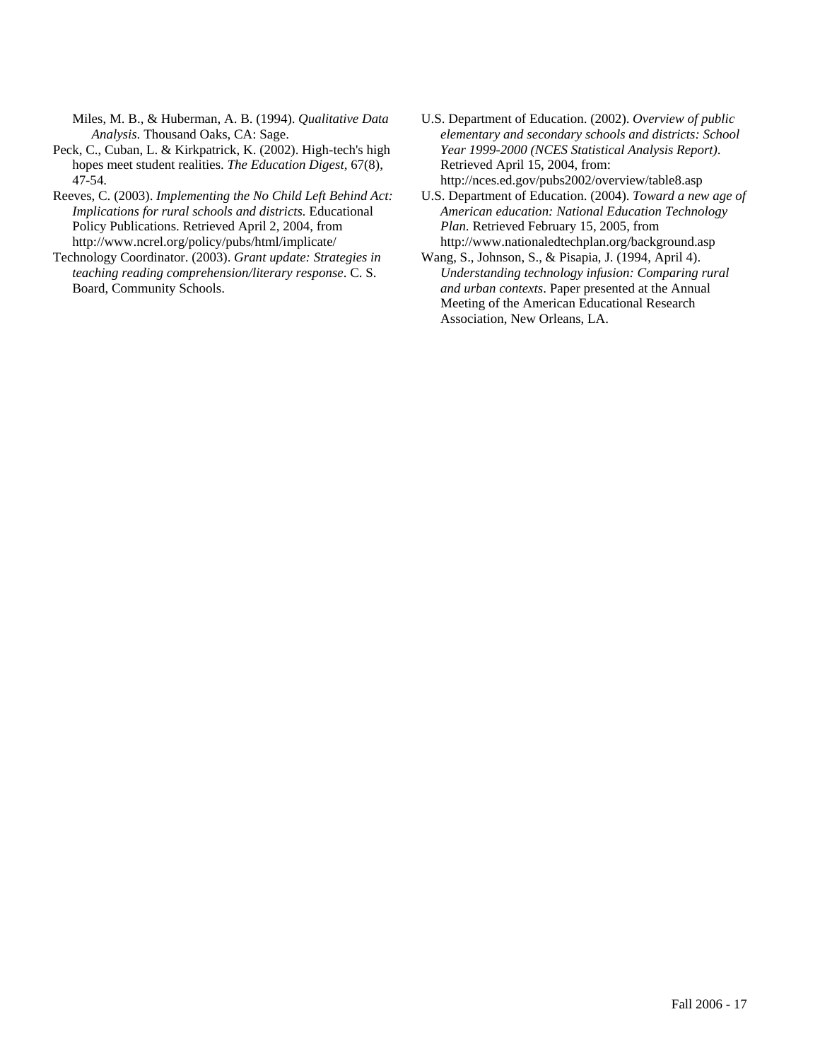Miles, M. B., & Huberman, A. B. (1994). *Qualitative Data Analysis*. Thousand Oaks, CA: Sage.

Peck, C., Cuban, L. & Kirkpatrick, K. (2002). High-tech's high hopes meet student realities. *The Education Digest*, 67(8), 47-54.

Reeves, C. (2003). *Implementing the No Child Left Behind Act: Implications for rural schools and districts*. Educational Policy Publications. Retrieved April 2, 2004, from http://www.ncrel.org/policy/pubs/html/implicate/

Technology Coordinator. (2003). *Grant update: Strategies in teaching reading comprehension/literary response*. C. S. Board, Community Schools.

U.S. Department of Education. (2002). *Overview of public elementary and secondary schools and districts: School Year 1999-2000 (NCES Statistical Analysis Report)*. Retrieved April 15, 2004, from: http://nces.ed.gov/pubs2002/overview/table8.asp

U.S. Department of Education. (2004). *Toward a new age of American education: National Education Technology Plan*. Retrieved February 15, 2005, from http://www.nationaledtechplan.org/background.asp

Wang, S., Johnson, S., & Pisapia, J. (1994, April 4). *Understanding technology infusion: Comparing rural and urban contexts*. Paper presented at the Annual Meeting of the American Educational Research Association, New Orleans, LA.